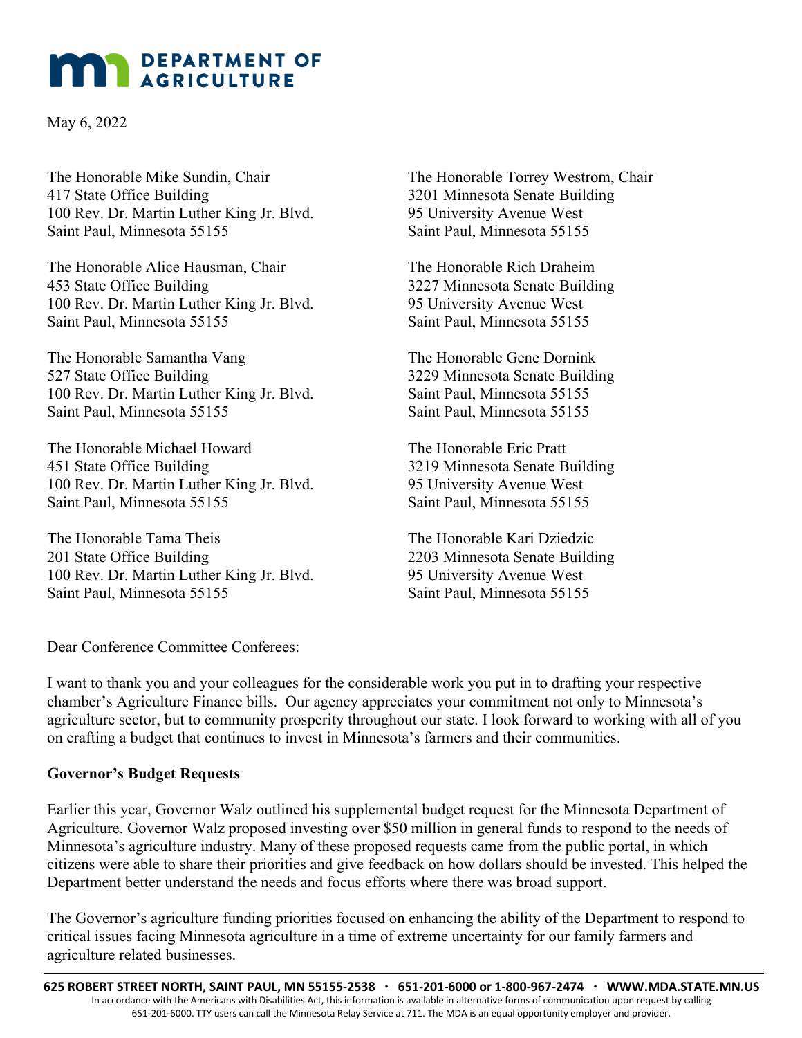# DEPARTMENT OF AGRICULTURE

May 6, 2022

The Honorable Mike Sundin, Chair
417 State Office Building
100 Rev. Dr. Martin Luther King Jr. Blvd.
Saint Paul, Minnesota 55155

The Honorable Alice Hausman, Chair
453 State Office Building
100 Rev. Dr. Martin Luther King Jr. Blvd.
Saint Paul, Minnesota 55155

The Honorable Samantha Vang
527 State Office Building
100 Rev. Dr. Martin Luther King Jr. Blvd.
Saint Paul, Minnesota 55155

The Honorable Michael Howard
451 State Office Building
100 Rev. Dr. Martin Luther King Jr. Blvd.
Saint Paul, Minnesota 55155

The Honorable Tama Theis
201 State Office Building
100 Rev. Dr. Martin Luther King Jr. Blvd.
Saint Paul, Minnesota 55155

The Honorable Torrey Westrom, Chair
3201 Minnesota Senate Building
95 University Avenue West
Saint Paul, Minnesota 55155

The Honorable Rich Draheim
3227 Minnesota Senate Building
95 University Avenue West
Saint Paul, Minnesota 55155

The Honorable Gene Dornink
3229 Minnesota Senate Building
Saint Paul, Minnesota 55155
Saint Paul, Minnesota 55155

The Honorable Eric Pratt
3219 Minnesota Senate Building
95 University Avenue West
Saint Paul, Minnesota 55155

The Honorable Kari Dziedzic
2203 Minnesota Senate Building
95 University Avenue West
Saint Paul, Minnesota 55155

Dear Conference Committee Conferees:

I want to thank you and your colleagues for the considerable work you put in to drafting your respective chamber's Agriculture Finance bills. Our agency appreciates your commitment not only to Minnesota's agriculture sector, but to community prosperity throughout our state. I look forward to working with all of you on crafting a budget that continues to invest in Minnesota's farmers and their communities.

**Governor's Budget Requests**

Earlier this year, Governor Walz outlined his supplemental budget request for the Minnesota Department of Agriculture. Governor Walz proposed investing over $50 million in general funds to respond to the needs of Minnesota's agriculture industry. Many of these proposed requests came from the public portal, in which citizens were able to share their priorities and give feedback on how dollars should be invested. This helped the Department better understand the needs and focus efforts where there was broad support.

The Governor's agriculture funding priorities focused on enhancing the ability of the Department to respond to critical issues facing Minnesota agriculture in a time of extreme uncertainty for our family farmers and agriculture related businesses.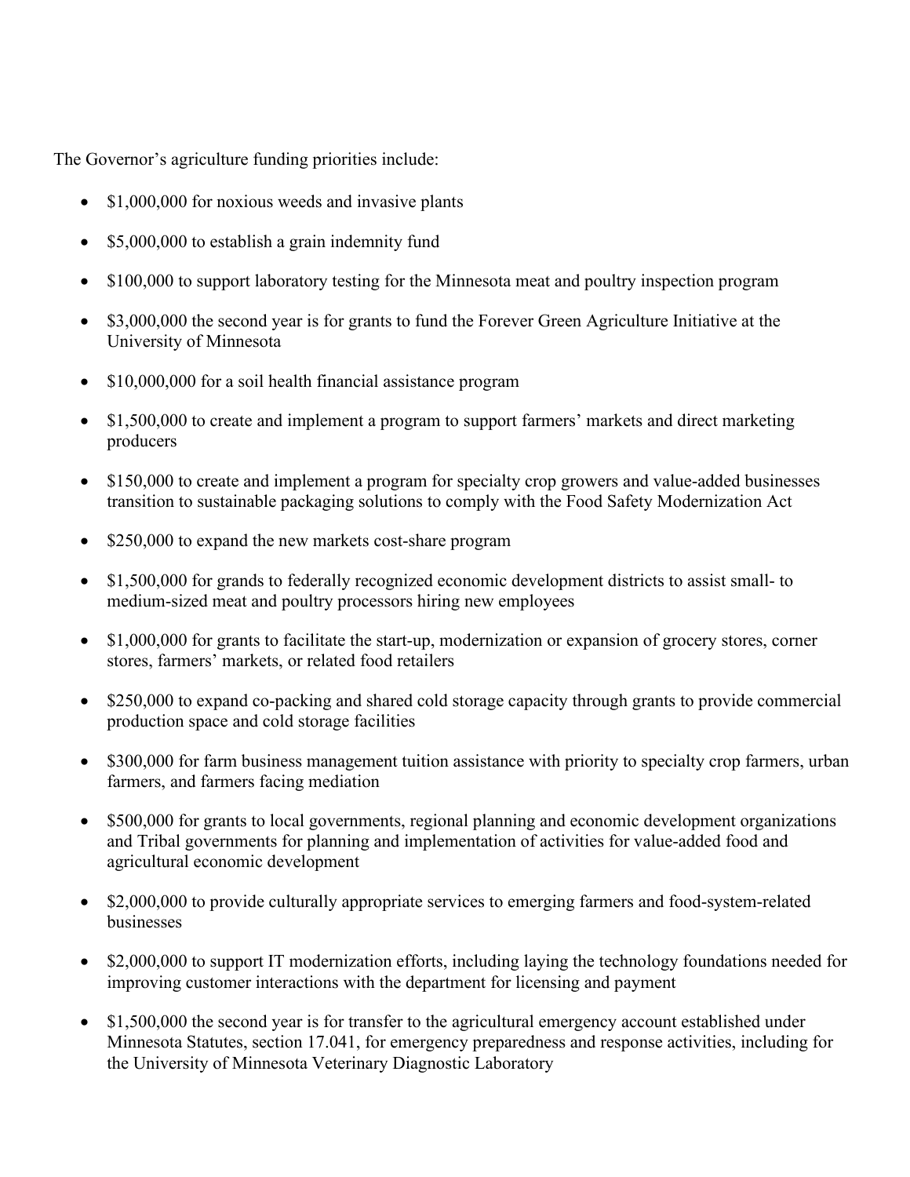The Governor's agriculture funding priorities include:

- $1,000,000 for noxious weeds and invasive plants
- $5,000,000 to establish a grain indemnity fund
- $100,000 to support laboratory testing for the Minnesota meat and poultry inspection program
- $3,000,000 the second year is for grants to fund the Forever Green Agriculture Initiative at the University of Minnesota
- $10,000,000 for a soil health financial assistance program
- $1,500,000 to create and implement a program to support farmers' markets and direct marketing producers
- $150,000 to create and implement a program for specialty crop growers and value-added businesses transition to sustainable packaging solutions to comply with the Food Safety Modernization Act
- $250,000 to expand the new markets cost-share program
- $1,500,000 for grands to federally recognized economic development districts to assist small- to medium-sized meat and poultry processors hiring new employees
- $1,000,000 for grants to facilitate the start-up, modernization or expansion of grocery stores, corner stores, farmers' markets, or related food retailers
- $250,000 to expand co-packing and shared cold storage capacity through grants to provide commercial production space and cold storage facilities
- $300,000 for farm business management tuition assistance with priority to specialty crop farmers, urban farmers, and farmers facing mediation
- $500,000 for grants to local governments, regional planning and economic development organizations and Tribal governments for planning and implementation of activities for value-added food and agricultural economic development
- $2,000,000 to provide culturally appropriate services to emerging farmers and food-system-related businesses
- $2,000,000 to support IT modernization efforts, including laying the technology foundations needed for improving customer interactions with the department for licensing and payment
- $1,500,000 the second year is for transfer to the agricultural emergency account established under Minnesota Statutes, section 17.041, for emergency preparedness and response activities, including for the University of Minnesota Veterinary Diagnostic Laboratory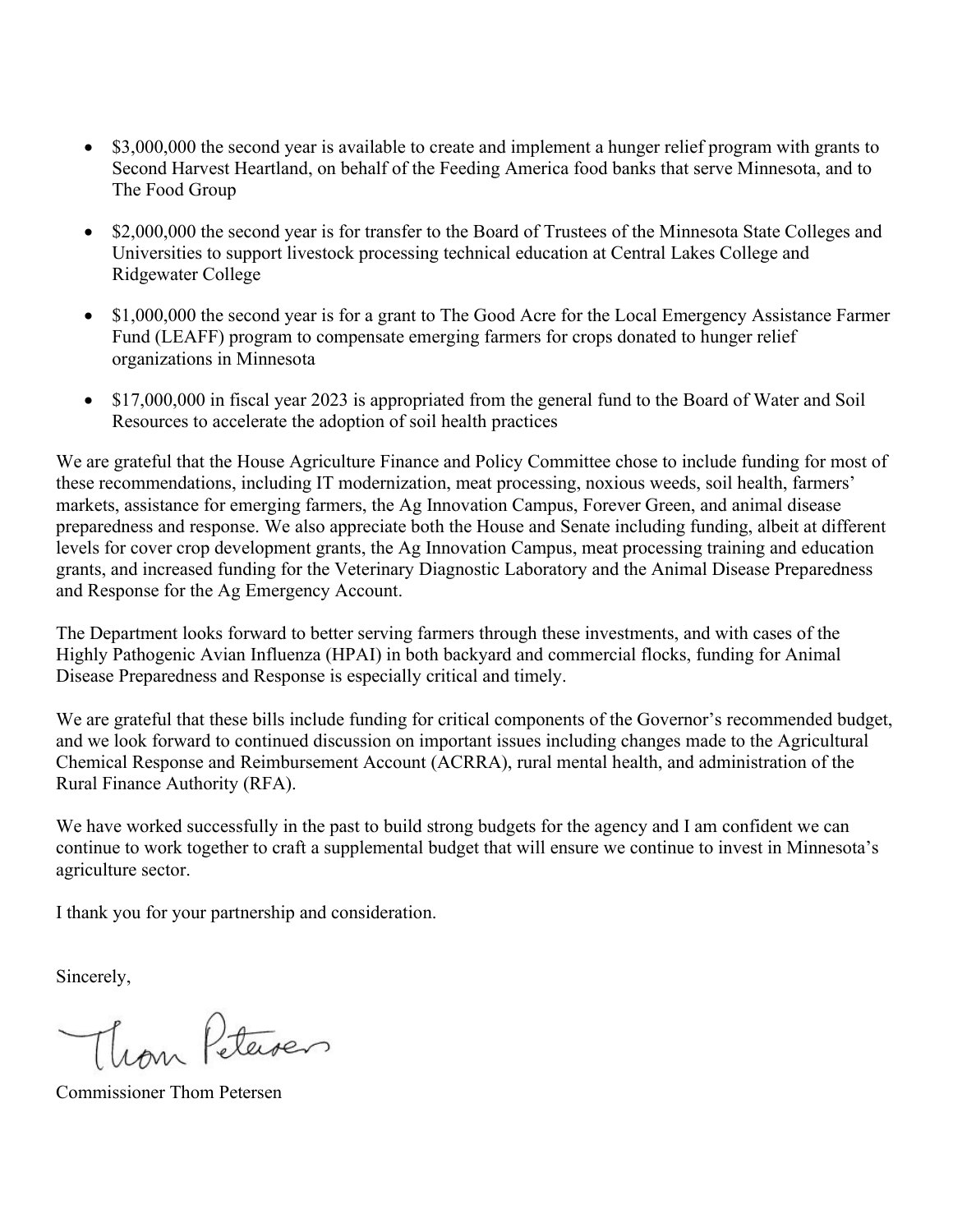- $3,000,000 the second year is available to create and implement a hunger relief program with grants to Second Harvest Heartland, on behalf of the Feeding America food banks that serve Minnesota, and to The Food Group

- $2,000,000 the second year is for transfer to the Board of Trustees of the Minnesota State Colleges and Universities to support livestock processing technical education at Central Lakes College and Ridgewater College

- $1,000,000 the second year is for a grant to The Good Acre for the Local Emergency Assistance Farmer Fund (LEAFF) program to compensate emerging farmers for crops donated to hunger relief organizations in Minnesota

- $17,000,000 in fiscal year 2023 is appropriated from the general fund to the Board of Water and Soil Resources to accelerate the adoption of soil health practices

We are grateful that the House Agriculture Finance and Policy Committee chose to include funding for most of these recommendations, including IT modernization, meat processing, noxious weeds, soil health, farmers' markets, assistance for emerging farmers, the Ag Innovation Campus, Forever Green, and animal disease preparedness and response. We also appreciate both the House and Senate including funding, albeit at different levels for cover crop development grants, the Ag Innovation Campus, meat processing training and education grants, and increased funding for the Veterinary Diagnostic Laboratory and the Animal Disease Preparedness and Response for the Ag Emergency Account.

The Department looks forward to better serving farmers through these investments, and with cases of the Highly Pathogenic Avian Influenza (HPAI) in both backyard and commercial flocks, funding for Animal Disease Preparedness and Response is especially critical and timely.

We are grateful that these bills include funding for critical components of the Governor's recommended budget, and we look forward to continued discussion on important issues including changes made to the Agricultural Chemical Response and Reimbursement Account (ACRRA), rural mental health, and administration of the Rural Finance Authority (RFA).

We have worked successfully in the past to build strong budgets for the agency and I am confident we can continue to work together to craft a supplemental budget that will ensure we continue to invest in Minnesota's agriculture sector.

I thank you for your partnership and consideration.

Sincerely,

Thom Petersen

Commissioner Thom Petersen